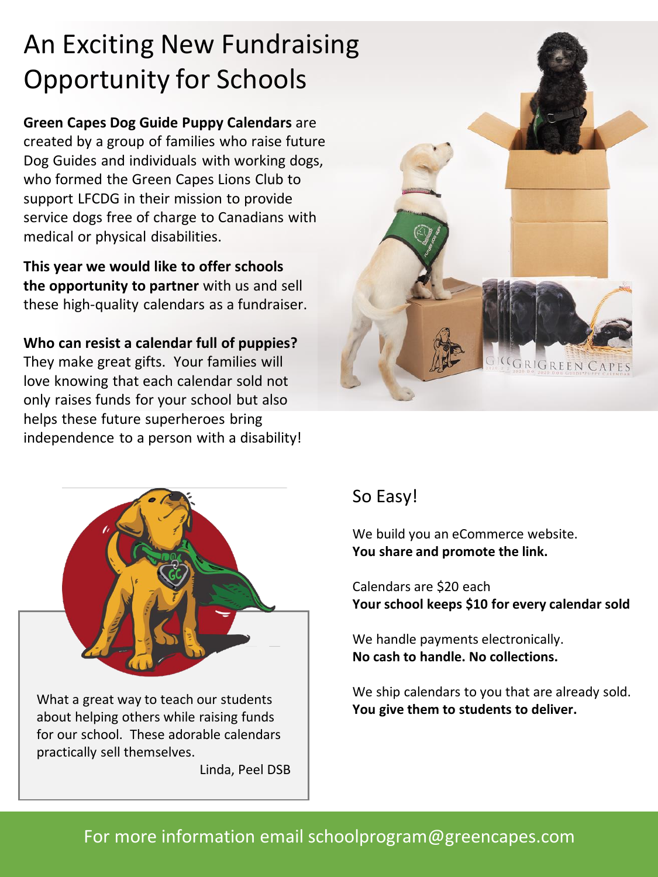# An Exciting New Fundraising Opportunity for Schools

**Green Capes Dog Guide Puppy Calendars** are created by a group of families who raise future Dog Guides and individuals with working dogs, who formed the Green Capes Lions Club to support LFCDG in their mission to provide service dogs free of charge to Canadians with medical or physical disabilities.

**This year we would like to offer schools the opportunity to partner** with us and sell these high-quality calendars as a fundraiser.

**Who can resist a calendar full of puppies?** They make great gifts. Your families will love knowing that each calendar sold not only raises funds for your school but also helps these future superheroes bring independence to a person with a disability!

What a great way to teach our students about helping others while raising funds for our school. These adorable calendars practically sell themselves.

Linda, Peel DSB

## So Easy!

We build you an eCommerce website.
**You share and promote the link.**

Calendars are $20 each
**Your school keeps $10 for every calendar sold**

We handle payments electronically.
**No cash to handle. No collections.**

We ship calendars to you that are already sold.
**You give them to students to deliver.**

For more information email schoolprogram@greencapes.com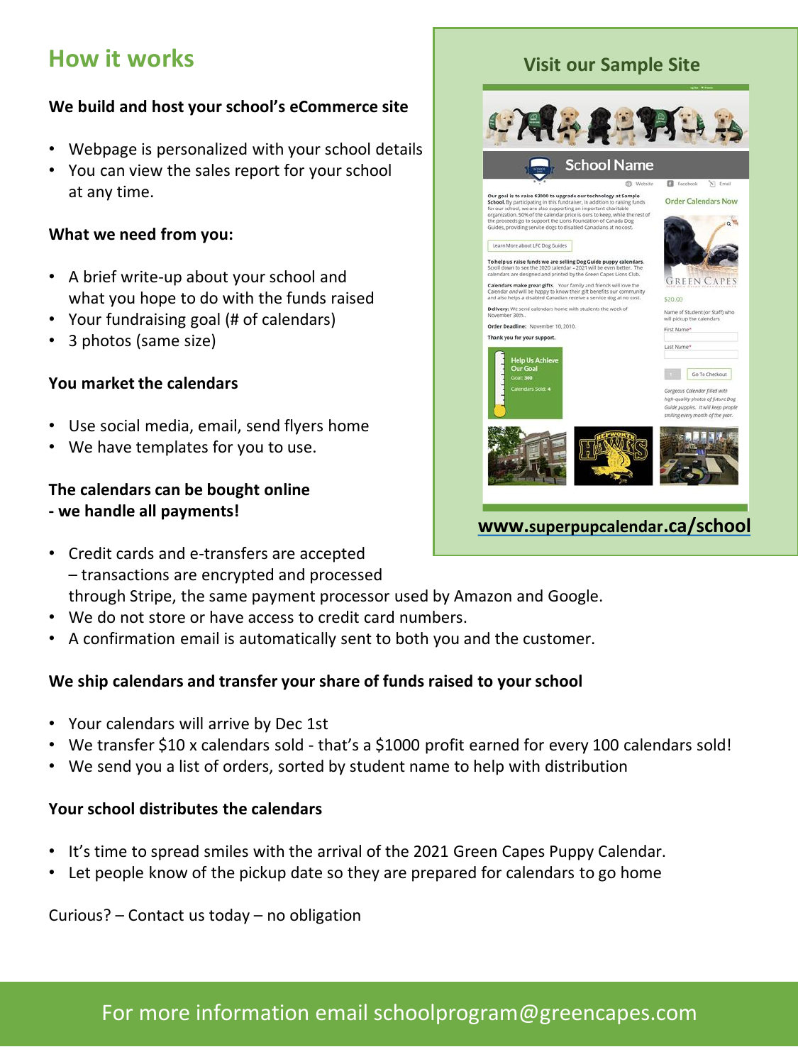## How it works

**We build and host your school's eCommerce site**

- Webpage is personalized with your school details
- You can view the sales report for your school at any time.

**What we need from you:**

- A brief write-up about your school and what you hope to do with the funds raised
- Your fundraising goal (# of calendars)
- 3 photos (same size)

**You market the calendars**

- Use social media, email, send flyers home
- We have templates for you to use.

**The calendars can be bought online - we handle all payments!**

- Credit cards and e-transfers are accepted – transactions are encrypted and processed through Stripe, the same payment processor used by Amazon and Google.
- We do not store or have access to credit card numbers.
- A confirmation email is automatically sent to both you and the customer.

**We ship calendars and transfer your share of funds raised to your school**

- Your calendars will arrive by Dec 1st
- We transfer $10 x calendars sold - that's a $1000 profit earned for every 100 calendars sold!
- We send you a list of orders, sorted by student name to help with distribution

**Your school distributes the calendars**

- It's time to spread smiles with the arrival of the 2021 Green Capes Puppy Calendar.
- Let people know of the pickup date so they are prepared for calendars to go home

Curious? – Contact us today – no obligation

### Visit our Sample Site

**www.superpupcalendar.ca/school**

For more information email schoolprogram@greencapes.com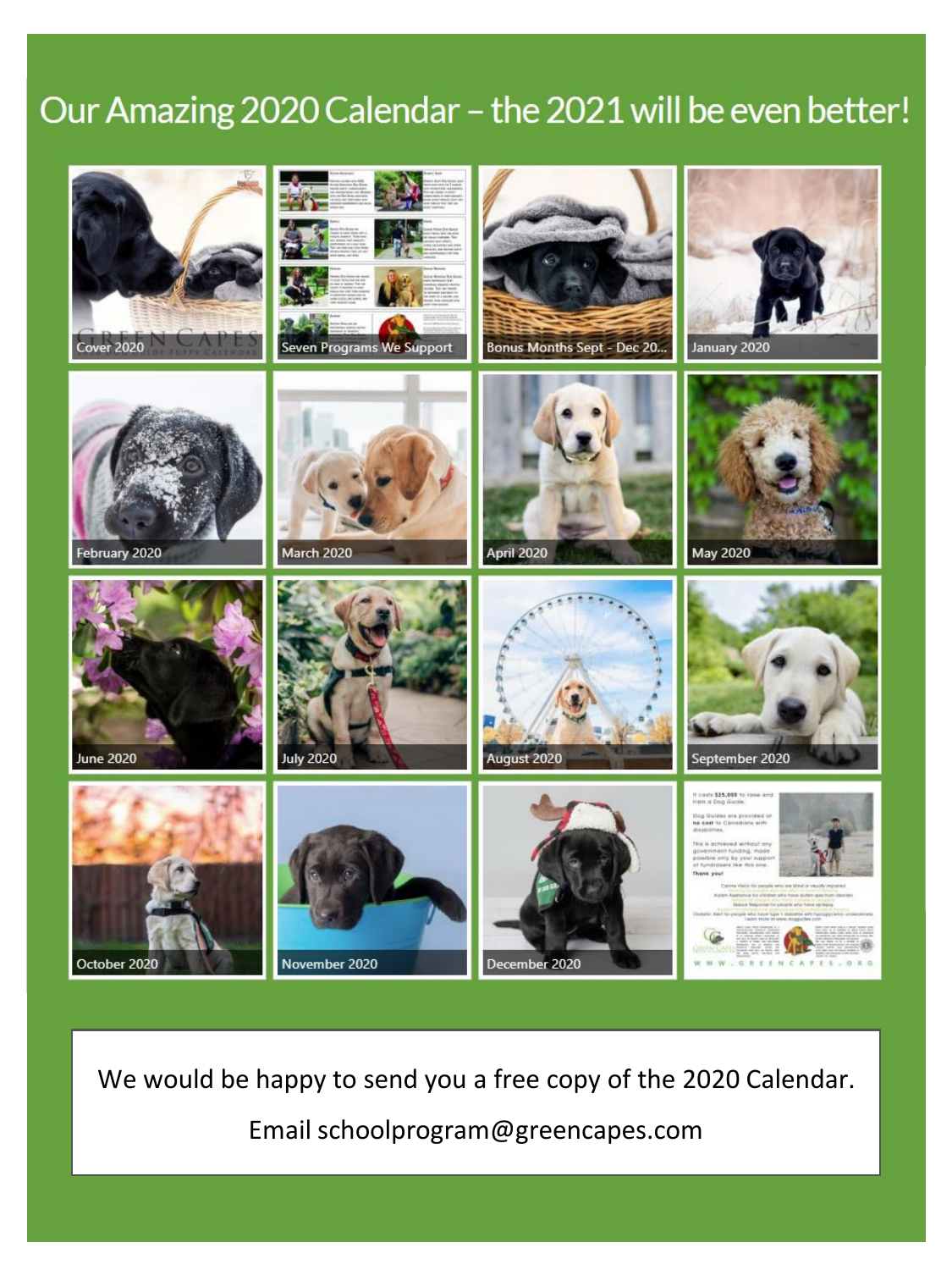# Our Amazing 2020 Calendar – the 2021 will be even better!

Cover 2020

Seven Programs We Support

Bonus Months Sept - Dec 20...

January 2020

February 2020

March 2020

April 2020

May 2020

June 2020

July 2020

August 2020

September 2020

October 2020

November 2020

December 2020

We would be happy to send you a free copy of the 2020 Calendar.

Email schoolprogram@greencapes.com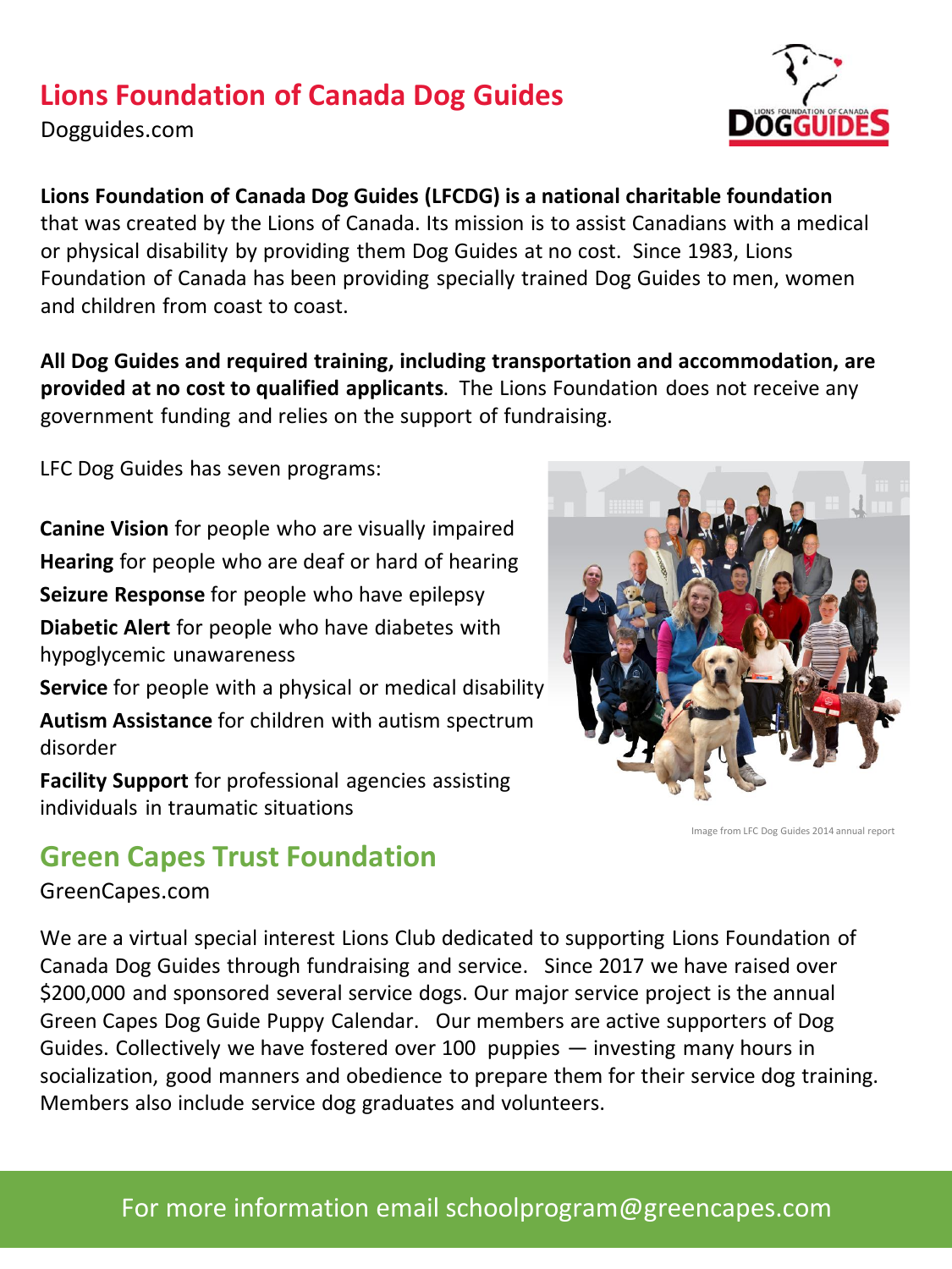## Lions Foundation of Canada Dog Guides

Dogguides.com

**Lions Foundation of Canada Dog Guides (LFCDG) is a national charitable foundation** that was created by the Lions of Canada. Its mission is to assist Canadians with a medical or physical disability by providing them Dog Guides at no cost. Since 1983, Lions Foundation of Canada has been providing specially trained Dog Guides to men, women and children from coast to coast.

**All Dog Guides and required training, including transportation and accommodation, are provided at no cost to qualified applicants**. The Lions Foundation does not receive any government funding and relies on the support of fundraising.

LFC Dog Guides has seven programs:

**Canine Vision** for people who are visually impaired
**Hearing** for people who are deaf or hard of hearing
**Seizure Response** for people who have epilepsy
**Diabetic Alert** for people who have diabetes with hypoglycemic unawareness
**Service** for people with a physical or medical disability
**Autism Assistance** for children with autism spectrum disorder
**Facility Support** for professional agencies assisting individuals in traumatic situations

Image from LFC Dog Guides 2014 annual report

## Green Capes Trust Foundation

GreenCapes.com

We are a virtual special interest Lions Club dedicated to supporting Lions Foundation of Canada Dog Guides through fundraising and service. Since 2017 we have raised over $200,000 and sponsored several service dogs. Our major service project is the annual Green Capes Dog Guide Puppy Calendar. Our members are active supporters of Dog Guides. Collectively we have fostered over 100 puppies — investing many hours in socialization, good manners and obedience to prepare them for their service dog training. Members also include service dog graduates and volunteers.

For more information email schoolprogram@greencapes.com